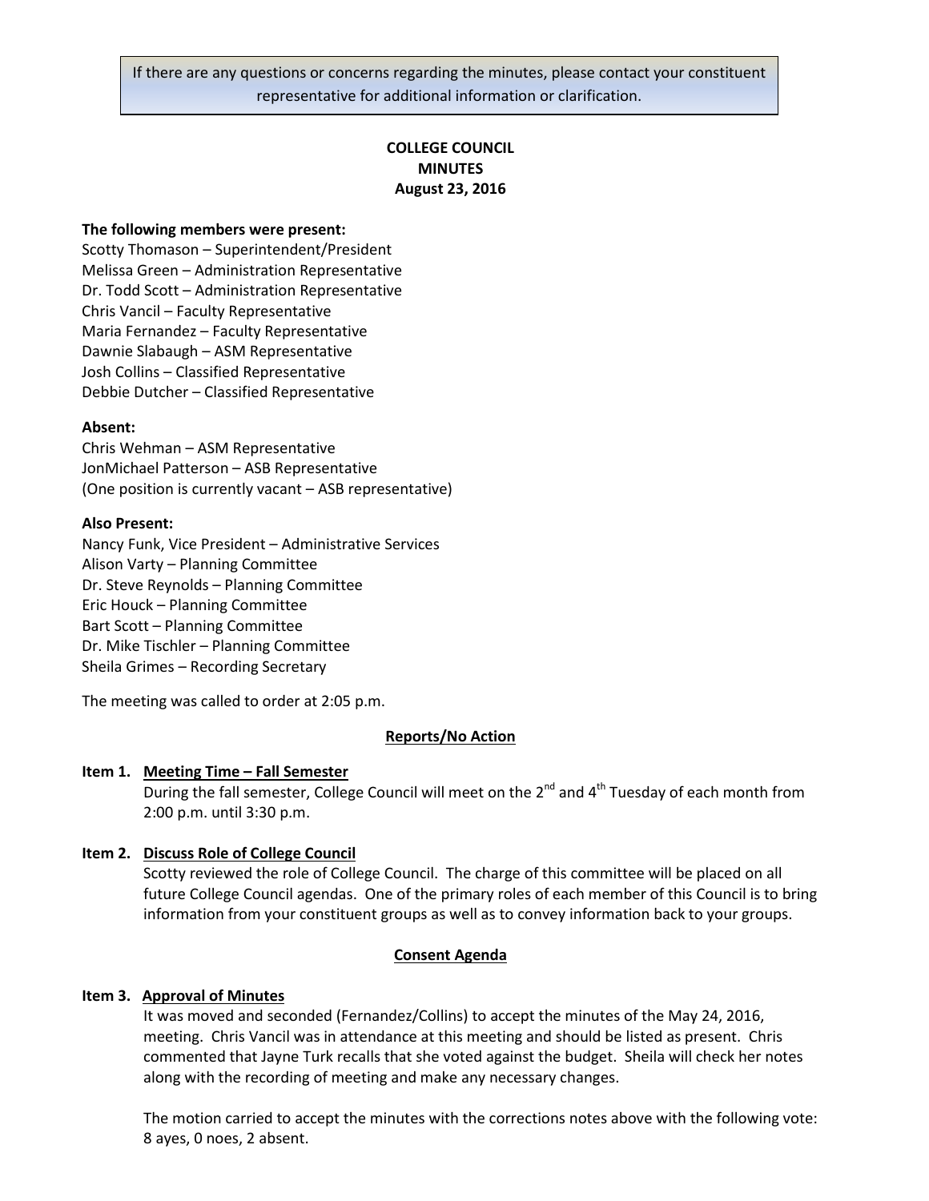If there are any questions or concerns regarding the minutes, please contact your constituent representative for additional information or clarification.

# COLLEGE COUNCIL MINUTES
## August 23, 2016

**The following members were present:**
Scotty Thomason – Superintendent/President
Melissa Green – Administration Representative
Dr. Todd Scott – Administration Representative
Chris Vancil – Faculty Representative
Maria Fernandez – Faculty Representative
Dawnie Slabaugh – ASM Representative
Josh Collins – Classified Representative
Debbie Dutcher – Classified Representative

**Absent:**
Chris Wehman – ASM Representative
JonMichael Patterson – ASB Representative
(One position is currently vacant – ASB representative)

**Also Present:**
Nancy Funk, Vice President – Administrative Services
Alison Varty – Planning Committee
Dr. Steve Reynolds – Planning Committee
Eric Houck – Planning Committee
Bart Scott – Planning Committee
Dr. Mike Tischler – Planning Committee
Sheila Grimes – Recording Secretary

The meeting was called to order at 2:05 p.m.

### Reports/No Action

**Item 1. Meeting Time – Fall Semester**

During the fall semester, College Council will meet on the 2nd and 4th Tuesday of each month from 2:00 p.m. until 3:30 p.m.

**Item 2. Discuss Role of College Council**

Scotty reviewed the role of College Council. The charge of this committee will be placed on all future College Council agendas. One of the primary roles of each member of this Council is to bring information from your constituent groups as well as to convey information back to your groups.

### Consent Agenda

**Item 3. Approval of Minutes**

It was moved and seconded (Fernandez/Collins) to accept the minutes of the May 24, 2016, meeting. Chris Vancil was in attendance at this meeting and should be listed as present. Chris commented that Jayne Turk recalls that she voted against the budget. Sheila will check her notes along with the recording of meeting and make any necessary changes.

The motion carried to accept the minutes with the corrections notes above with the following vote: 8 ayes, 0 noes, 2 absent.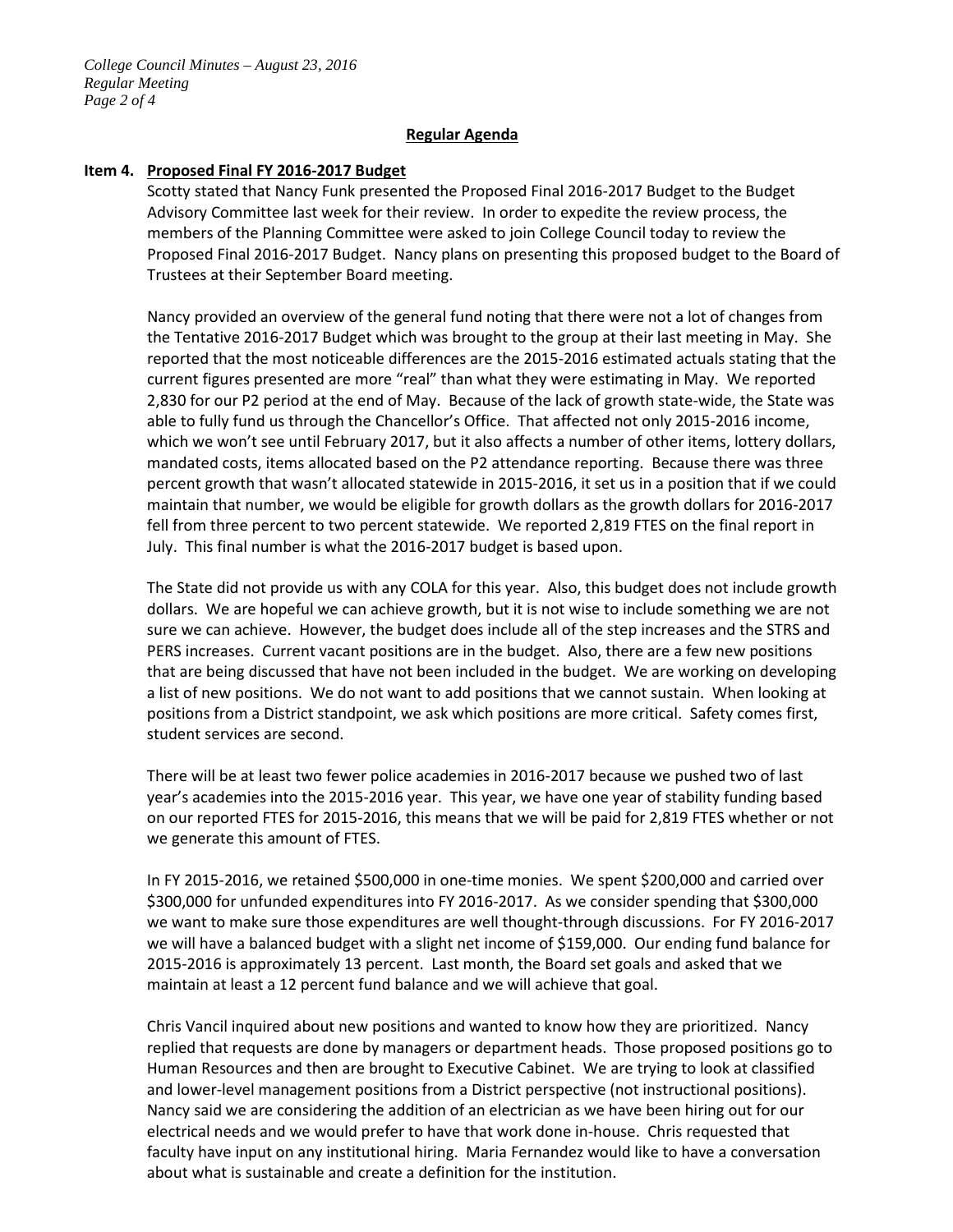## Regular Agenda

### Item 4. Proposed Final FY 2016-2017 Budget

Scotty stated that Nancy Funk presented the Proposed Final 2016-2017 Budget to the Budget Advisory Committee last week for their review. In order to expedite the review process, the members of the Planning Committee were asked to join College Council today to review the Proposed Final 2016-2017 Budget. Nancy plans on presenting this proposed budget to the Board of Trustees at their September Board meeting.

Nancy provided an overview of the general fund noting that there were not a lot of changes from the Tentative 2016-2017 Budget which was brought to the group at their last meeting in May. She reported that the most noticeable differences are the 2015-2016 estimated actuals stating that the current figures presented are more "real" than what they were estimating in May. We reported 2,830 for our P2 period at the end of May. Because of the lack of growth state-wide, the State was able to fully fund us through the Chancellor's Office. That affected not only 2015-2016 income, which we won't see until February 2017, but it also affects a number of other items, lottery dollars, mandated costs, items allocated based on the P2 attendance reporting. Because there was three percent growth that wasn't allocated statewide in 2015-2016, it set us in a position that if we could maintain that number, we would be eligible for growth dollars as the growth dollars for 2016-2017 fell from three percent to two percent statewide. We reported 2,819 FTES on the final report in July. This final number is what the 2016-2017 budget is based upon.

The State did not provide us with any COLA for this year. Also, this budget does not include growth dollars. We are hopeful we can achieve growth, but it is not wise to include something we are not sure we can achieve. However, the budget does include all of the step increases and the STRS and PERS increases. Current vacant positions are in the budget. Also, there are a few new positions that are being discussed that have not been included in the budget. We are working on developing a list of new positions. We do not want to add positions that we cannot sustain. When looking at positions from a District standpoint, we ask which positions are more critical. Safety comes first, student services are second.

There will be at least two fewer police academies in 2016-2017 because we pushed two of last year's academies into the 2015-2016 year. This year, we have one year of stability funding based on our reported FTES for 2015-2016, this means that we will be paid for 2,819 FTES whether or not we generate this amount of FTES.

In FY 2015-2016, we retained $500,000 in one-time monies. We spent $200,000 and carried over $300,000 for unfunded expenditures into FY 2016-2017. As we consider spending that $300,000 we want to make sure those expenditures are well thought-through discussions. For FY 2016-2017 we will have a balanced budget with a slight net income of $159,000. Our ending fund balance for 2015-2016 is approximately 13 percent. Last month, the Board set goals and asked that we maintain at least a 12 percent fund balance and we will achieve that goal.

Chris Vancil inquired about new positions and wanted to know how they are prioritized. Nancy replied that requests are done by managers or department heads. Those proposed positions go to Human Resources and then are brought to Executive Cabinet. We are trying to look at classified and lower-level management positions from a District perspective (not instructional positions). Nancy said we are considering the addition of an electrician as we have been hiring out for our electrical needs and we would prefer to have that work done in-house. Chris requested that faculty have input on any institutional hiring. Maria Fernandez would like to have a conversation about what is sustainable and create a definition for the institution.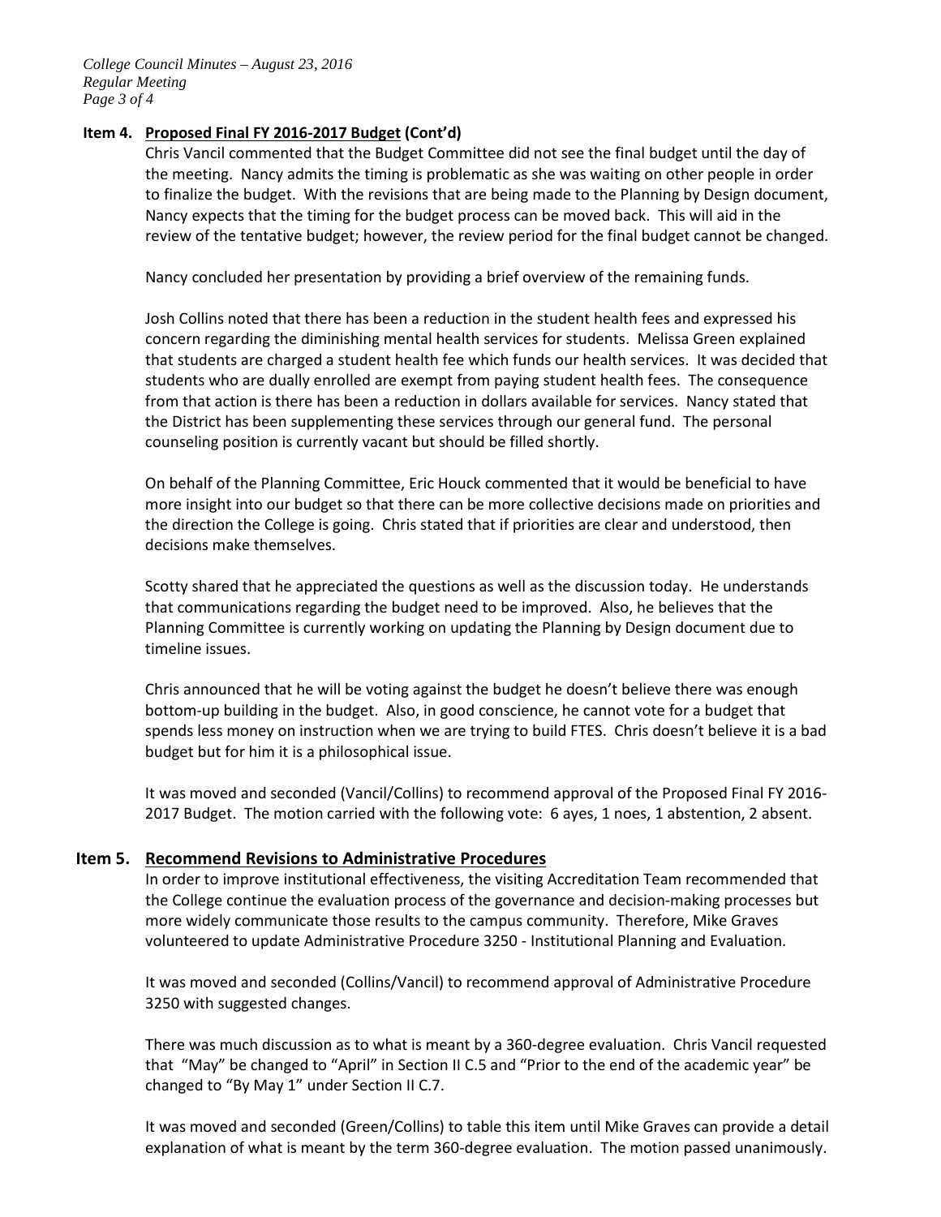## Item 4. Proposed Final FY 2016-2017 Budget (Cont'd)

Chris Vancil commented that the Budget Committee did not see the final budget until the day of the meeting. Nancy admits the timing is problematic as she was waiting on other people in order to finalize the budget. With the revisions that are being made to the Planning by Design document, Nancy expects that the timing for the budget process can be moved back. This will aid in the review of the tentative budget; however, the review period for the final budget cannot be changed.

Nancy concluded her presentation by providing a brief overview of the remaining funds.

Josh Collins noted that there has been a reduction in the student health fees and expressed his concern regarding the diminishing mental health services for students. Melissa Green explained that students are charged a student health fee which funds our health services. It was decided that students who are dually enrolled are exempt from paying student health fees. The consequence from that action is there has been a reduction in dollars available for services. Nancy stated that the District has been supplementing these services through our general fund. The personal counseling position is currently vacant but should be filled shortly.

On behalf of the Planning Committee, Eric Houck commented that it would be beneficial to have more insight into our budget so that there can be more collective decisions made on priorities and the direction the College is going. Chris stated that if priorities are clear and understood, then decisions make themselves.

Scotty shared that he appreciated the questions as well as the discussion today. He understands that communications regarding the budget need to be improved. Also, he believes that the Planning Committee is currently working on updating the Planning by Design document due to timeline issues.

Chris announced that he will be voting against the budget he doesn't believe there was enough bottom-up building in the budget. Also, in good conscience, he cannot vote for a budget that spends less money on instruction when we are trying to build FTES. Chris doesn't believe it is a bad budget but for him it is a philosophical issue.

It was moved and seconded (Vancil/Collins) to recommend approval of the Proposed Final FY 2016-2017 Budget. The motion carried with the following vote: 6 ayes, 1 noes, 1 abstention, 2 absent.

## Item 5. Recommend Revisions to Administrative Procedures

In order to improve institutional effectiveness, the visiting Accreditation Team recommended that the College continue the evaluation process of the governance and decision-making processes but more widely communicate those results to the campus community. Therefore, Mike Graves volunteered to update Administrative Procedure 3250 - Institutional Planning and Evaluation.

It was moved and seconded (Collins/Vancil) to recommend approval of Administrative Procedure 3250 with suggested changes.

There was much discussion as to what is meant by a 360-degree evaluation. Chris Vancil requested that "May" be changed to "April" in Section II C.5 and "Prior to the end of the academic year" be changed to "By May 1" under Section II C.7.

It was moved and seconded (Green/Collins) to table this item until Mike Graves can provide a detail explanation of what is meant by the term 360-degree evaluation. The motion passed unanimously.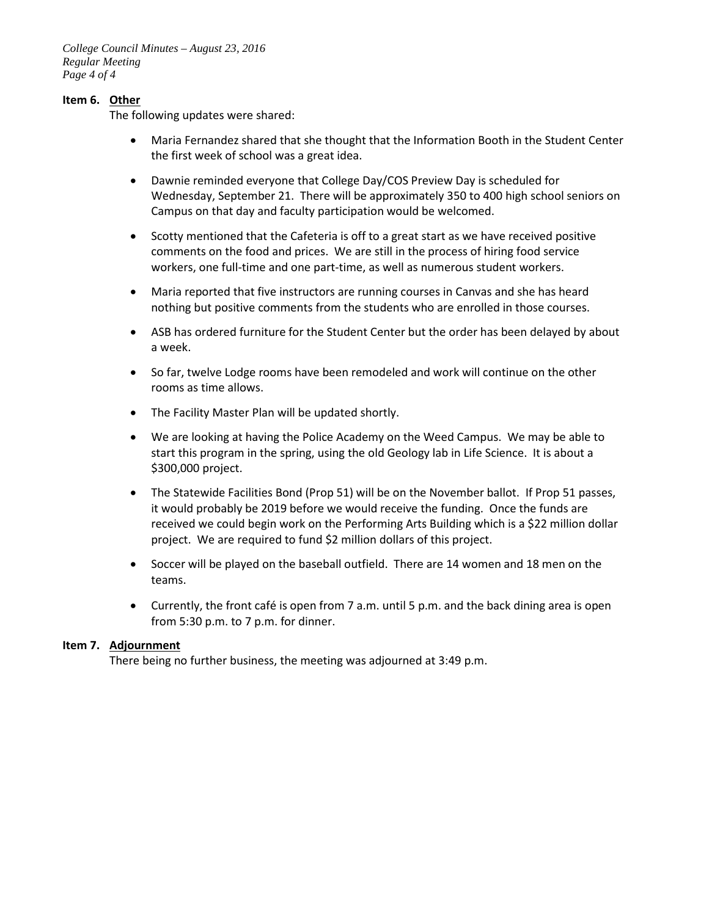**Item 6. Other**

The following updates were shared:

- Maria Fernandez shared that she thought that the Information Booth in the Student Center the first week of school was a great idea.
- Dawnie reminded everyone that College Day/COS Preview Day is scheduled for Wednesday, September 21. There will be approximately 350 to 400 high school seniors on Campus on that day and faculty participation would be welcomed.
- Scotty mentioned that the Cafeteria is off to a great start as we have received positive comments on the food and prices. We are still in the process of hiring food service workers, one full-time and one part-time, as well as numerous student workers.
- Maria reported that five instructors are running courses in Canvas and she has heard nothing but positive comments from the students who are enrolled in those courses.
- ASB has ordered furniture for the Student Center but the order has been delayed by about a week.
- So far, twelve Lodge rooms have been remodeled and work will continue on the other rooms as time allows.
- The Facility Master Plan will be updated shortly.
- We are looking at having the Police Academy on the Weed Campus. We may be able to start this program in the spring, using the old Geology lab in Life Science. It is about a $300,000 project.
- The Statewide Facilities Bond (Prop 51) will be on the November ballot. If Prop 51 passes, it would probably be 2019 before we would receive the funding. Once the funds are received we could begin work on the Performing Arts Building which is a $22 million dollar project. We are required to fund $2 million dollars of this project.
- Soccer will be played on the baseball outfield. There are 14 women and 18 men on the teams.
- Currently, the front café is open from 7 a.m. until 5 p.m. and the back dining area is open from 5:30 p.m. to 7 p.m. for dinner.

**Item 7. Adjournment**

There being no further business, the meeting was adjourned at 3:49 p.m.